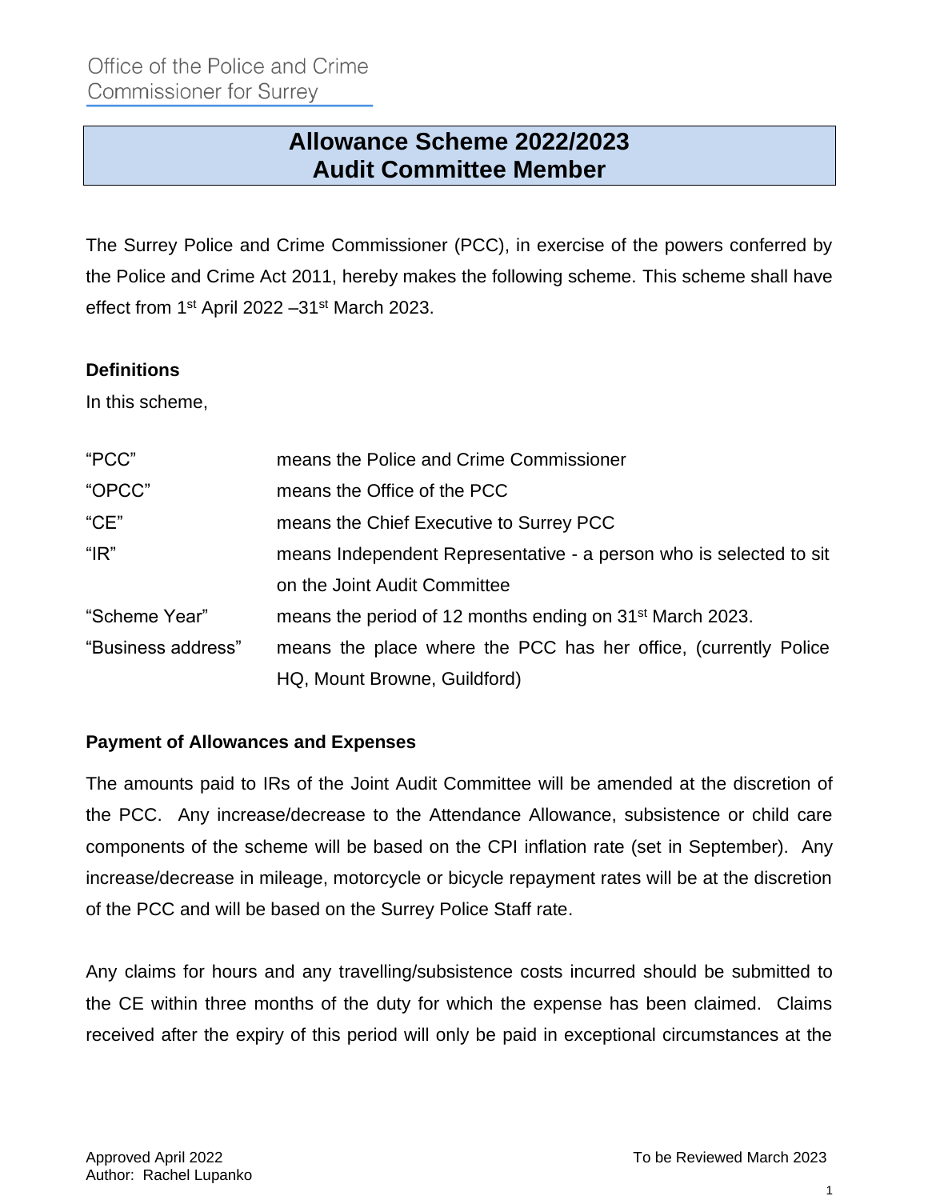Office of the Police and Crime Commissioner for Surrey

# Allowance Scheme 2022/2023
# Audit Committee Member

The Surrey Police and Crime Commissioner (PCC), in exercise of the powers conferred by the Police and Crime Act 2011, hereby makes the following scheme. This scheme shall have effect from 1st April 2022 –31st March 2023.

**Definitions**

In this scheme,

| | |
|---|---|
| "PCC" | means the Police and Crime Commissioner |
| "OPCC" | means the Office of the PCC |
| "CE" | means the Chief Executive to Surrey PCC |
| "IR" | means Independent Representative - a person who is selected to sit on the Joint Audit Committee |
| "Scheme Year" | means the period of 12 months ending on 31st March 2023. |
| "Business address" | means the place where the PCC has her office, (currently Police HQ, Mount Browne, Guildford) |

**Payment of Allowances and Expenses**

The amounts paid to IRs of the Joint Audit Committee will be amended at the discretion of the PCC. Any increase/decrease to the Attendance Allowance, subsistence or child care components of the scheme will be based on the CPI inflation rate (set in September). Any increase/decrease in mileage, motorcycle or bicycle repayment rates will be at the discretion of the PCC and will be based on the Surrey Police Staff rate.

Any claims for hours and any travelling/subsistence costs incurred should be submitted to the CE within three months of the duty for which the expense has been claimed. Claims received after the expiry of this period will only be paid in exceptional circumstances at the

Approved April 2022
Author: Rachel Lupanko

To be Reviewed March 2023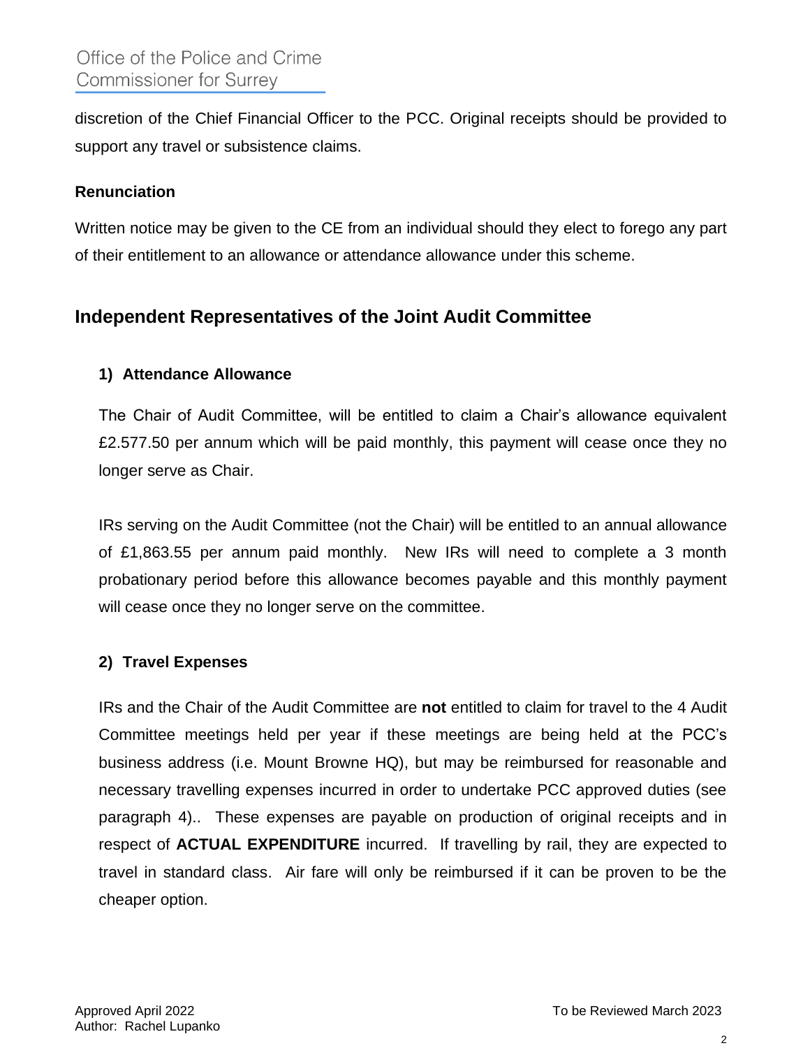discretion of the Chief Financial Officer to the PCC. Original receipts should be provided to support any travel or subsistence claims.

**Renunciation**

Written notice may be given to the CE from an individual should they elect to forego any part of their entitlement to an allowance or attendance allowance under this scheme.

## Independent Representatives of the Joint Audit Committee

### 1) Attendance Allowance

The Chair of Audit Committee, will be entitled to claim a Chair's allowance equivalent £2.577.50 per annum which will be paid monthly, this payment will cease once they no longer serve as Chair.

IRs serving on the Audit Committee (not the Chair) will be entitled to an annual allowance of £1,863.55 per annum paid monthly. New IRs will need to complete a 3 month probationary period before this allowance becomes payable and this monthly payment will cease once they no longer serve on the committee.

### 2) Travel Expenses

IRs and the Chair of the Audit Committee are **not** entitled to claim for travel to the 4 Audit Committee meetings held per year if these meetings are being held at the PCC's business address (i.e. Mount Browne HQ), but may be reimbursed for reasonable and necessary travelling expenses incurred in order to undertake PCC approved duties (see paragraph 4).. These expenses are payable on production of original receipts and in respect of **ACTUAL EXPENDITURE** incurred. If travelling by rail, they are expected to travel in standard class. Air fare will only be reimbursed if it can be proven to be the cheaper option.

Approved April 2022
Author: Rachel Lupanko

To be Reviewed March 2023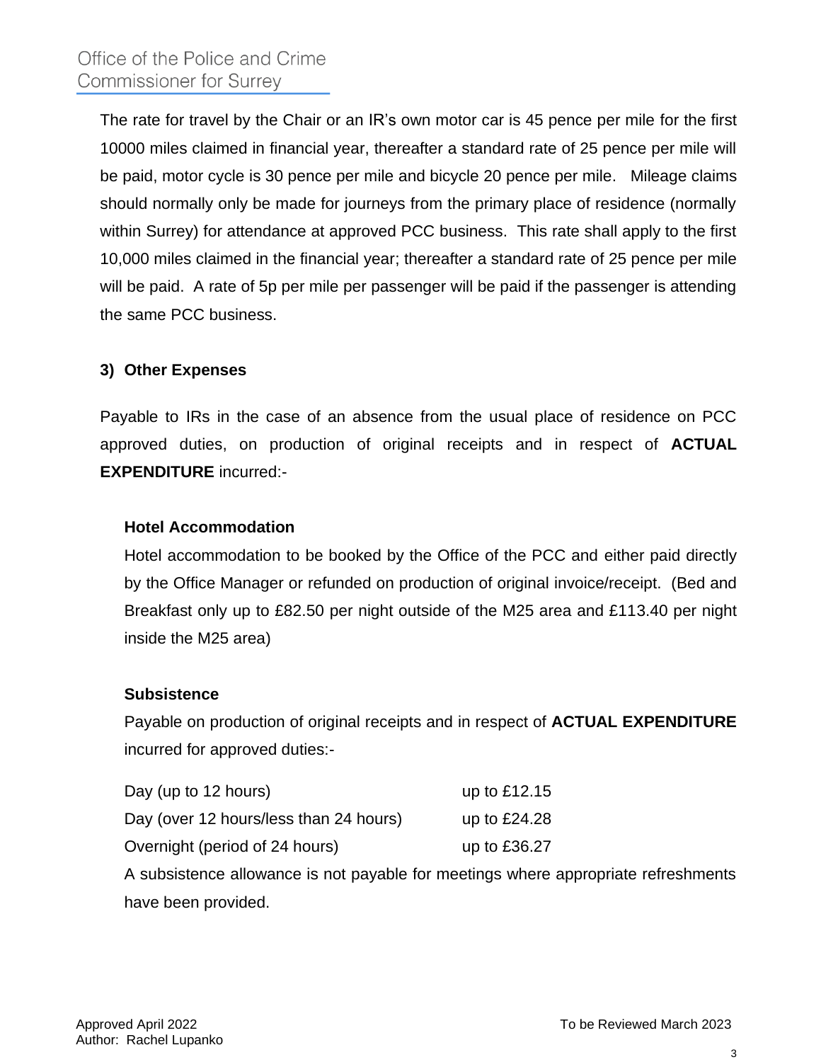The rate for travel by the Chair or an IR's own motor car is 45 pence per mile for the first 10000 miles claimed in financial year, thereafter a standard rate of 25 pence per mile will be paid, motor cycle is 30 pence per mile and bicycle 20 pence per mile. Mileage claims should normally only be made for journeys from the primary place of residence (normally within Surrey) for attendance at approved PCC business. This rate shall apply to the first 10,000 miles claimed in the financial year; thereafter a standard rate of 25 pence per mile will be paid. A rate of 5p per mile per passenger will be paid if the passenger is attending the same PCC business.

### 3) Other Expenses

Payable to IRs in the case of an absence from the usual place of residence on PCC approved duties, on production of original receipts and in respect of **ACTUAL EXPENDITURE** incurred:-

**Hotel Accommodation**

Hotel accommodation to be booked by the Office of the PCC and either paid directly by the Office Manager or refunded on production of original invoice/receipt. (Bed and Breakfast only up to £82.50 per night outside of the M25 area and £113.40 per night inside the M25 area)

**Subsistence**

Payable on production of original receipts and in respect of **ACTUAL EXPENDITURE** incurred for approved duties:-

| | |
|---|---|
| Day (up to 12 hours) | up to £12.15 |
| Day (over 12 hours/less than 24 hours) | up to £24.28 |
| Overnight (period of 24 hours) | up to £36.27 |

A subsistence allowance is not payable for meetings where appropriate refreshments have been provided.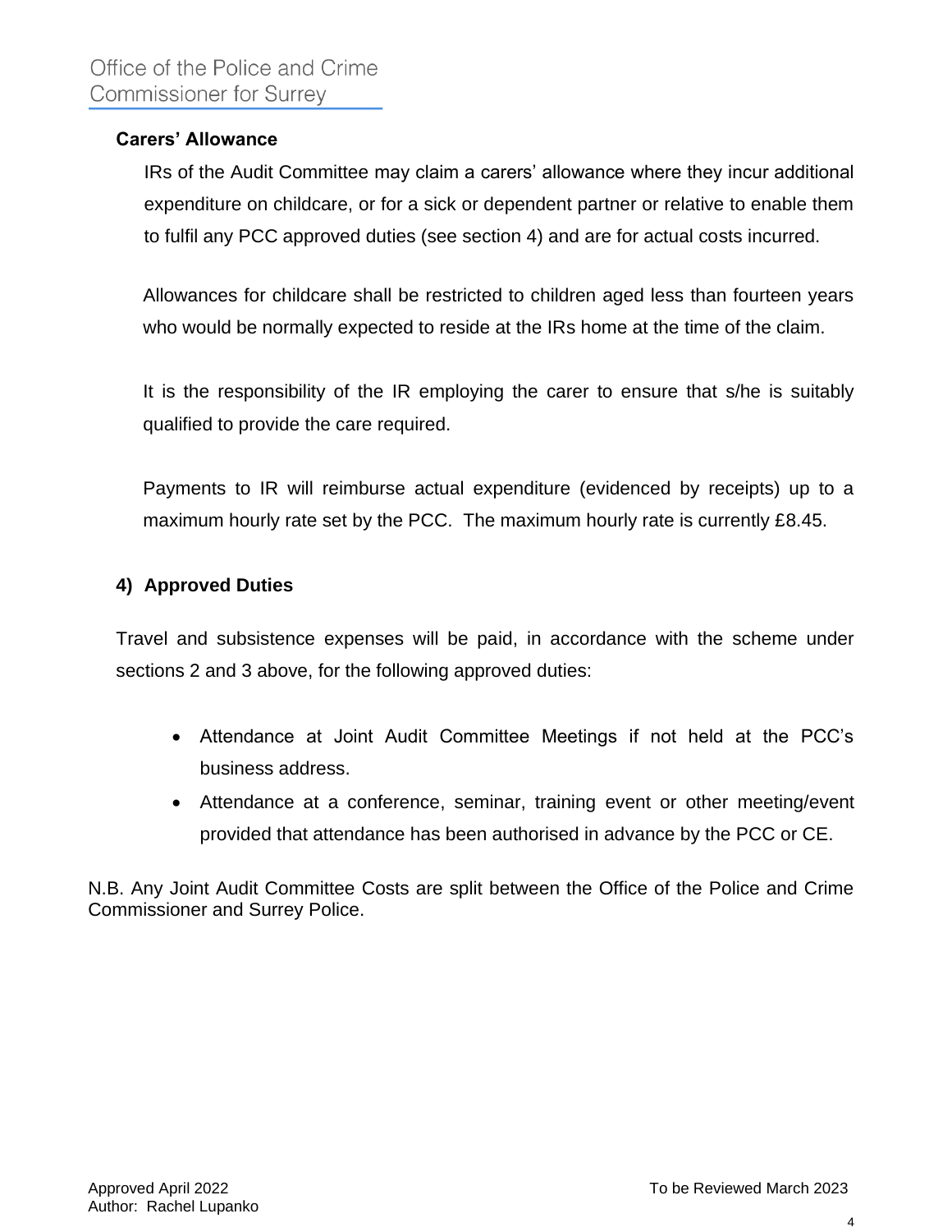### Carers' Allowance

IRs of the Audit Committee may claim a carers' allowance where they incur additional expenditure on childcare, or for a sick or dependent partner or relative to enable them to fulfil any PCC approved duties (see section 4) and are for actual costs incurred.

Allowances for childcare shall be restricted to children aged less than fourteen years who would be normally expected to reside at the IRs home at the time of the claim.

It is the responsibility of the IR employing the carer to ensure that s/he is suitably qualified to provide the care required.

Payments to IR will reimburse actual expenditure (evidenced by receipts) up to a maximum hourly rate set by the PCC. The maximum hourly rate is currently £8.45.

## 4) Approved Duties

Travel and subsistence expenses will be paid, in accordance with the scheme under sections 2 and 3 above, for the following approved duties:

- Attendance at Joint Audit Committee Meetings if not held at the PCC's business address.
- Attendance at a conference, seminar, training event or other meeting/event provided that attendance has been authorised in advance by the PCC or CE.

N.B. Any Joint Audit Committee Costs are split between the Office of the Police and Crime Commissioner and Surrey Police.